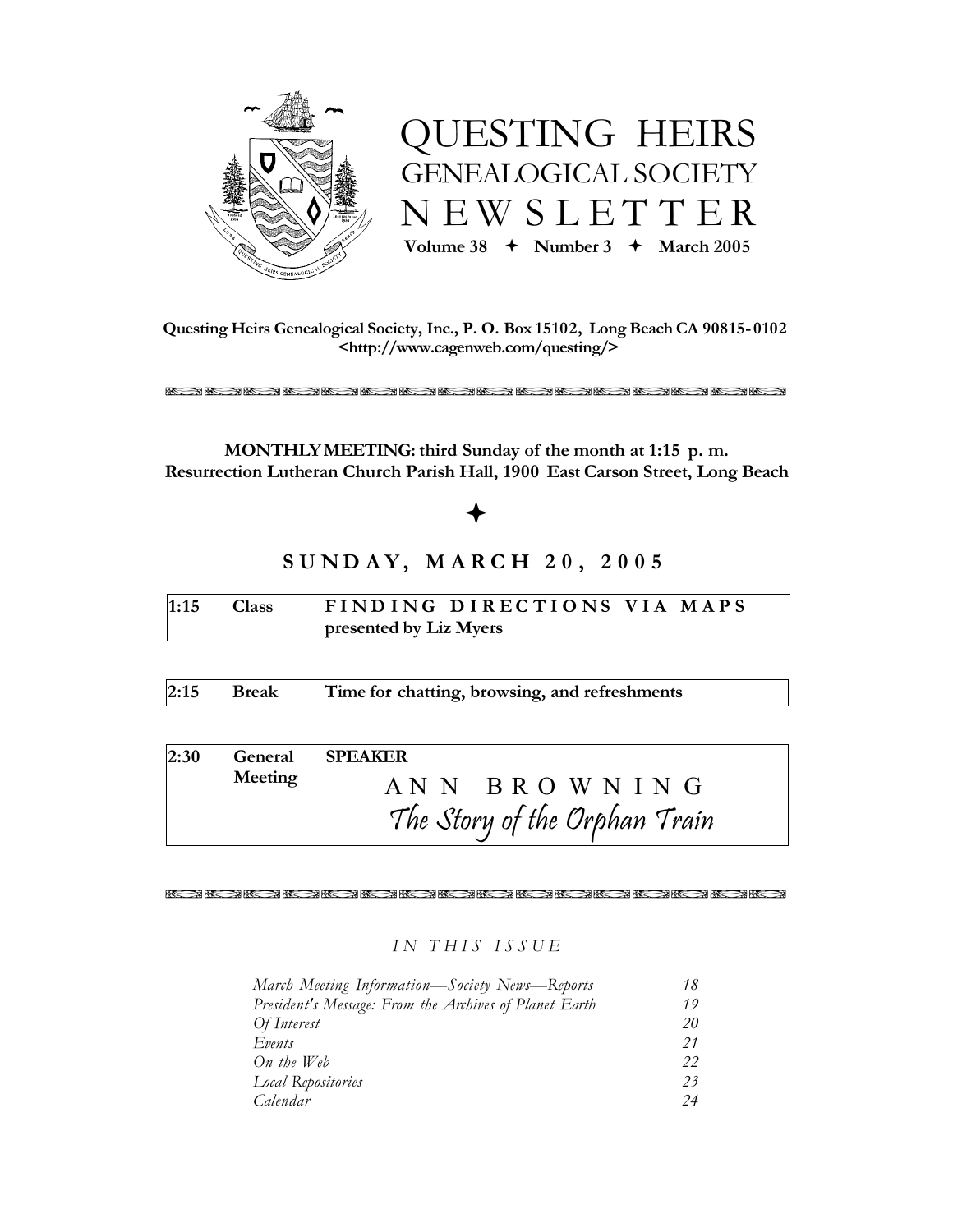# QUESTING HEIRS GENEALOGICAL SOCIETY NEWSLETTER

**Volume 38 ✦ Number 3 ✦ March 2005**

**Questing Heirs Genealogical Society, Inc., P. O. Box 15102, Long Beach CA 90815-0102**
**<http://www.cagenweb.com/questing/>**

---

**MONTHLY MEETING: third Sunday of the month at 1:15 p. m.**
**Resurrection Lutheran Church Parish Hall, 1900 East Carson Street, Long Beach**

✦

## SUNDAY, MARCH 20, 2005

| | | |
|---|---|---|
| **1:15** | **Class** | **FINDING DIRECTIONS VIA MAPS** presented by Liz Myers |
| **2:15** | **Break** | **Time for chatting, browsing, and refreshments** |
| **2:30** | **General Meeting** | **SPEAKER** ANN BROWNING *The Story of the Orphan Train* |

---

*IN THIS ISSUE*

| | |
|---|---|
| *March Meeting Information—Society News—Reports* | *18* |
| *President's Message: From the Archives of Planet Earth* | *19* |
| *Of Interest* | *20* |
| *Events* | *21* |
| *On the Web* | *22* |
| *Local Repositories* | *23* |
| *Calendar* | *24* |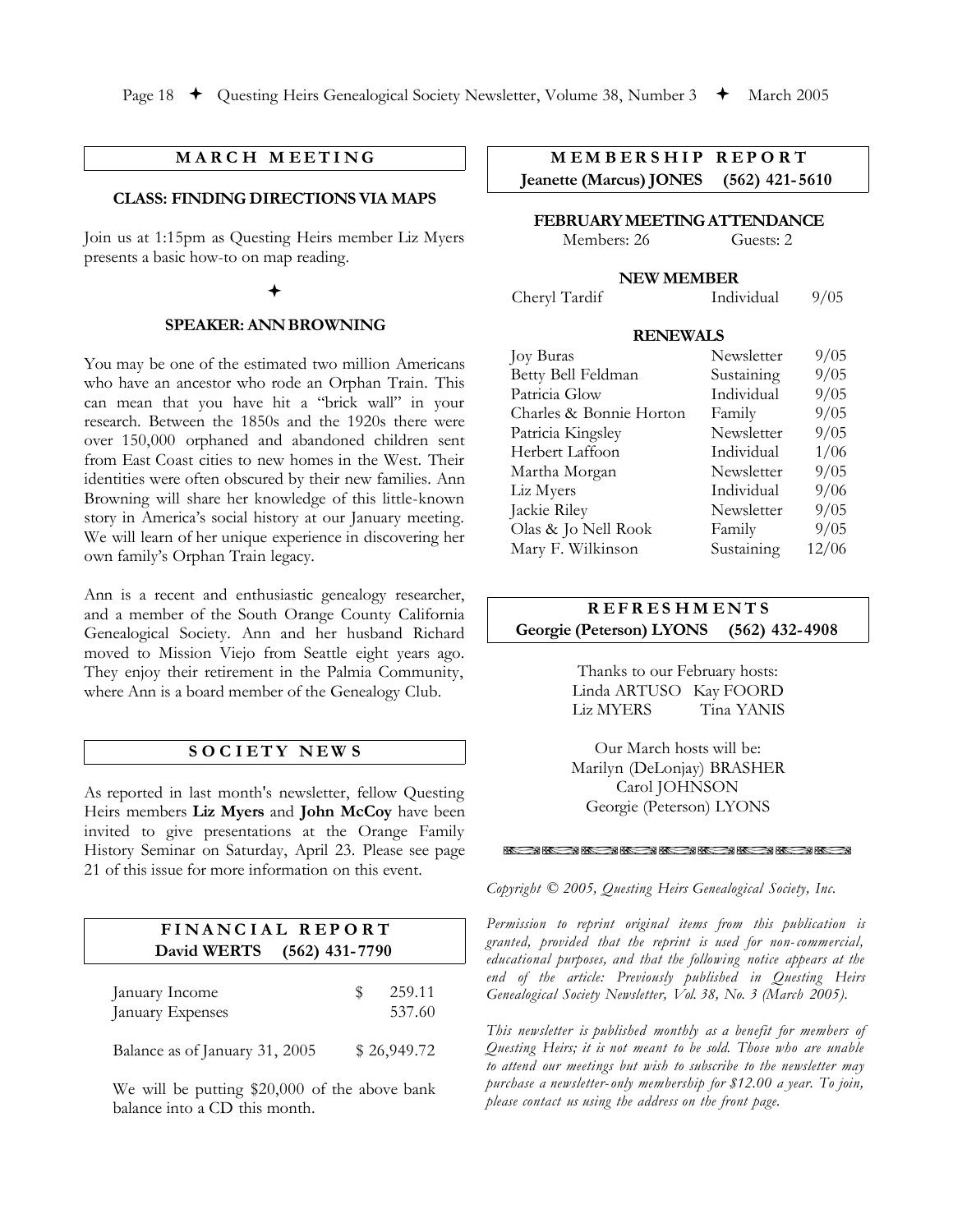## MARCH MEETING

### CLASS: FINDING DIRECTIONS VIA MAPS

Join us at 1:15pm as Questing Heirs member Liz Myers presents a basic how-to on map reading.

✦

### SPEAKER: ANN BROWNING

You may be one of the estimated two million Americans who have an ancestor who rode an Orphan Train. This can mean that you have hit a "brick wall" in your research. Between the 1850s and the 1920s there were over 150,000 orphaned and abandoned children sent from East Coast cities to new homes in the West. Their identities were often obscured by their new families. Ann Browning will share her knowledge of this little-known story in America's social history at our January meeting. We will learn of her unique experience in discovering her own family's Orphan Train legacy.

Ann is a recent and enthusiastic genealogy researcher, and a member of the South Orange County California Genealogical Society. Ann and her husband Richard moved to Mission Viejo from Seattle eight years ago. They enjoy their retirement in the Palmia Community, where Ann is a board member of the Genealogy Club.

## SOCIETY NEWS

As reported in last month's newsletter, fellow Questing Heirs members **Liz Myers** and **John McCoy** have been invited to give presentations at the Orange Family History Seminar on Saturday, April 23. Please see page 21 of this issue for more information on this event.

## FINANCIAL REPORT

**David WERTS (562) 431-7790**

| | |
|---|---|
| January Income | $ 259.11 |
| January Expenses | 537.60 |
| Balance as of January 31, 2005 | $ 26,949.72 |

We will be putting $20,000 of the above bank balance into a CD this month.

## MEMBERSHIP REPORT

**Jeanette (Marcus) JONES (562) 421-5610**

### FEBRUARY MEETING ATTENDANCE

Members: 26 Guests: 2

### NEW MEMBER

| | | |
|---|---|---|
| Cheryl Tardif | Individual | 9/05 |

### RENEWALS

| | | |
|---|---|---|
| Joy Buras | Newsletter | 9/05 |
| Betty Bell Feldman | Sustaining | 9/05 |
| Patricia Glow | Individual | 9/05 |
| Charles & Bonnie Horton | Family | 9/05 |
| Patricia Kingsley | Newsletter | 9/05 |
| Herbert Laffoon | Individual | 1/06 |
| Martha Morgan | Newsletter | 9/05 |
| Liz Myers | Individual | 9/06 |
| Jackie Riley | Newsletter | 9/05 |
| Olas & Jo Nell Rook | Family | 9/05 |
| Mary F. Wilkinson | Sustaining | 12/06 |

## REFRESHMENTS

**Georgie (Peterson) LYONS (562) 432-4908**

Thanks to our February hosts:
Linda ARTUSO Kay FOORD
Liz MYERS Tina YANIS

Our March hosts will be:
Marilyn (DeLonjay) BRASHER
Carol JOHNSON
Georgie (Peterson) LYONS

*Copyright © 2005, Questing Heirs Genealogical Society, Inc.*

*Permission to reprint original items from this publication is granted, provided that the reprint is used for non-commercial, educational purposes, and that the following notice appears at the end of the article: Previously published in Questing Heirs Genealogical Society Newsletter, Vol. 38, No. 3 (March 2005).*

*This newsletter is published monthly as a benefit for members of Questing Heirs; it is not meant to be sold. Those who are unable to attend our meetings but wish to subscribe to the newsletter may purchase a newsletter-only membership for $12.00 a year. To join, please contact us using the address on the front page.*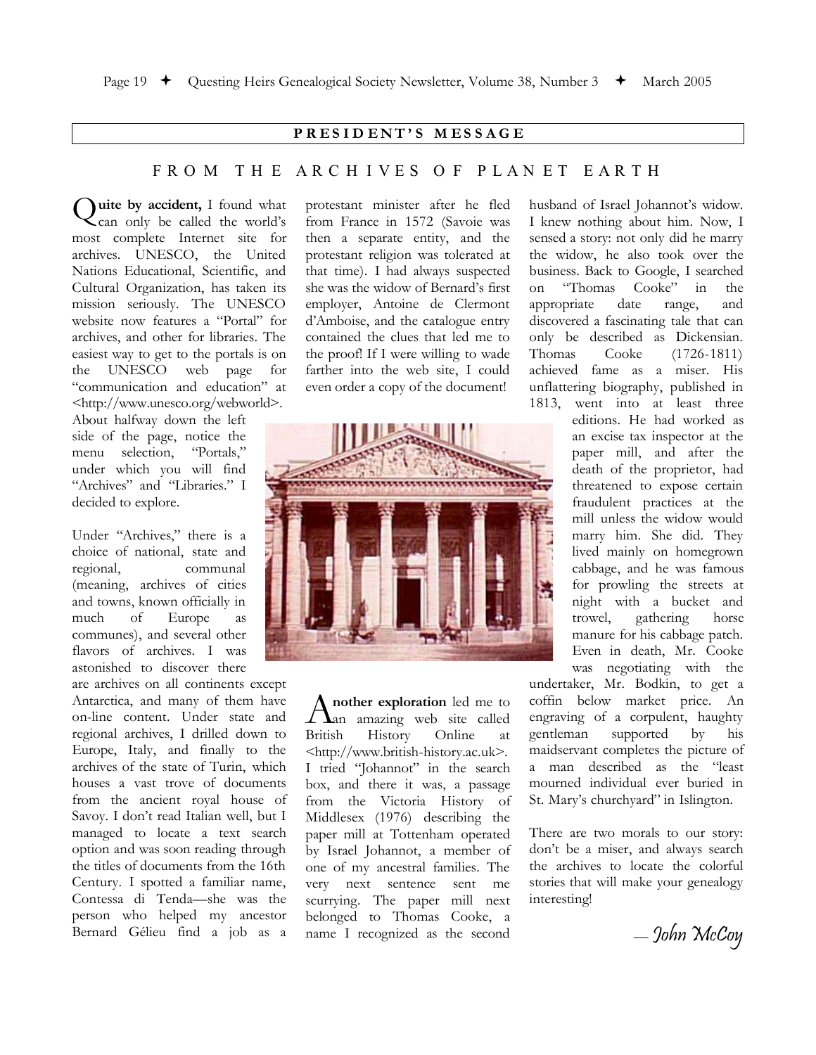**PRESIDENT'S MESSAGE**

## FROM THE ARCHIVES OF PLANET EARTH

**Quite by accident,** I found what can only be called the world's most complete Internet site for archives. UNESCO, the United Nations Educational, Scientific, and Cultural Organization, has taken its mission seriously. The UNESCO website now features a "Portal" for archives, and other for libraries. The easiest way to get to the portals is on the UNESCO web page for "communication and education" at <http://www.unesco.org/webworld>. About halfway down the left side of the page, notice the menu selection, "Portals," under which you will find "Archives" and "Libraries." I decided to explore.

Under "Archives," there is a choice of national, state and regional, communal (meaning, archives of cities and towns, known officially in much of Europe as communes), and several other flavors of archives. I was astonished to discover there are archives on all continents except Antarctica, and many of them have on-line content. Under state and regional archives, I drilled down to Europe, Italy, and finally to the archives of the state of Turin, which houses a vast trove of documents from the ancient royal house of Savoy. I don't read Italian well, but I managed to locate a text search option and was soon reading through the titles of documents from the 16th Century. I spotted a familiar name, Contessa di Tenda—she was the person who helped my ancestor Bernard Gélieu find a job as a protestant minister after he fled from France in 1572 (Savoie was then a separate entity, and the protestant religion was tolerated at that time). I had always suspected she was the widow of Bernard's first employer, Antoine de Clermont d'Amboise, and the catalogue entry contained the clues that led me to the proof! If I were willing to wade farther into the web site, I could even order a copy of the document!

**Another exploration** led me to an amazing web site called British History Online at <http://www.british-history.ac.uk>. I tried "Johannot" in the search box, and there it was, a passage from the Victoria History of Middlesex (1976) describing the paper mill at Tottenham operated by Israel Johannot, a member of one of my ancestral families. The very next sentence sent me scurrying. The paper mill next belonged to Thomas Cooke, a name I recognized as the second husband of Israel Johannot's widow. I knew nothing about him. Now, I sensed a story: not only did he marry the widow, he also took over the business. Back to Google, I searched on "Thomas Cooke" in the appropriate date range, and discovered a fascinating tale that can only be described as Dickensian. Thomas Cooke (1726-1811) achieved fame as a miser. His unflattering biography, published in 1813, went into at least three editions. He had worked as an excise tax inspector at the paper mill, and after the death of the proprietor, had threatened to expose certain fraudulent practices at the mill unless the widow would marry him. She did. They lived mainly on homegrown cabbage, and he was famous for prowling the streets at night with a bucket and trowel, gathering horse manure for his cabbage patch. Even in death, Mr. Cooke was negotiating with the undertaker, Mr. Bodkin, to get a coffin below market price. An engraving of a corpulent, haughty gentleman supported by his maidservant completes the picture of a man described as the "least mourned individual ever buried in St. Mary's churchyard" in Islington.

There are two morals to our story: don't be a miser, and always search the archives to locate the colorful stories that will make your genealogy interesting!

*— John McCoy*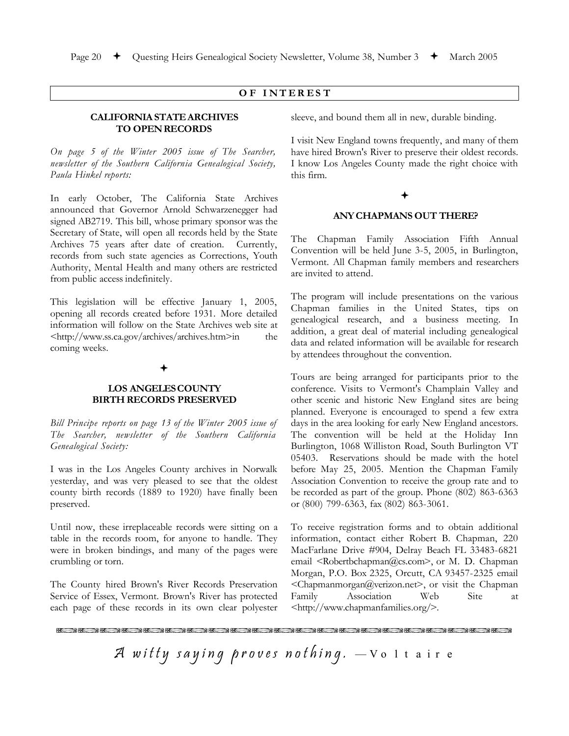## OF INTEREST

### CALIFORNIA STATE ARCHIVES TO OPEN RECORDS

*On page 5 of the Winter 2005 issue of The Searcher, newsletter of the Southern California Genealogical Society, Paula Hinkel reports:*

In early October, The California State Archives announced that Governor Arnold Schwarzenegger had signed AB2719. This bill, whose primary sponsor was the Secretary of State, will open all records held by the State Archives 75 years after date of creation. Currently, records from such state agencies as Corrections, Youth Authority, Mental Health and many others are restricted from public access indefinitely.

This legislation will be effective January 1, 2005, opening all records created before 1931. More detailed information will follow on the State Archives web site at <http://www.ss.ca.gov/archives/archives.htm>in the coming weeks.

✦

### LOS ANGELES COUNTY BIRTH RECORDS PRESERVED

*Bill Principe reports on page 13 of the Winter 2005 issue of The Searcher, newsletter of the Southern California Genealogical Society:*

I was in the Los Angeles County archives in Norwalk yesterday, and was very pleased to see that the oldest county birth records (1889 to 1920) have finally been preserved.

Until now, these irreplaceable records were sitting on a table in the records room, for anyone to handle. They were in broken bindings, and many of the pages were crumbling or torn.

The County hired Brown's River Records Preservation Service of Essex, Vermont. Brown's River has protected each page of these records in its own clear polyester sleeve, and bound them all in new, durable binding.

I visit New England towns frequently, and many of them have hired Brown's River to preserve their oldest records. I know Los Angeles County made the right choice with this firm.

✦

### ANY CHAPMANS OUT THERE?

The Chapman Family Association Fifth Annual Convention will be held June 3-5, 2005, in Burlington, Vermont. All Chapman family members and researchers are invited to attend.

The program will include presentations on the various Chapman families in the United States, tips on genealogical research, and a business meeting. In addition, a great deal of material including genealogical data and related information will be available for research by attendees throughout the convention.

Tours are being arranged for participants prior to the conference. Visits to Vermont's Champlain Valley and other scenic and historic New England sites are being planned. Everyone is encouraged to spend a few extra days in the area looking for early New England ancestors. The convention will be held at the Holiday Inn Burlington, 1068 Williston Road, South Burlington VT 05403. Reservations should be made with the hotel before May 25, 2005. Mention the Chapman Family Association Convention to receive the group rate and to be recorded as part of the group. Phone (802) 863-6363 or (800) 799-6363, fax (802) 863-3061.

To receive registration forms and to obtain additional information, contact either Robert B. Chapman, 220 MacFarlane Drive #904, Delray Beach FL 33483-6821 email <Robertbchapman@cs.com>, or M. D. Chapman Morgan, P.O. Box 2325, Orcutt, CA 93457-2325 email <Chapmanmorgan@verizon.net>, or visit the Chapman Family Association Web Site at <http://www.chapmanfamilies.org/>.

---

*A witty saying proves nothing.* —Voltaire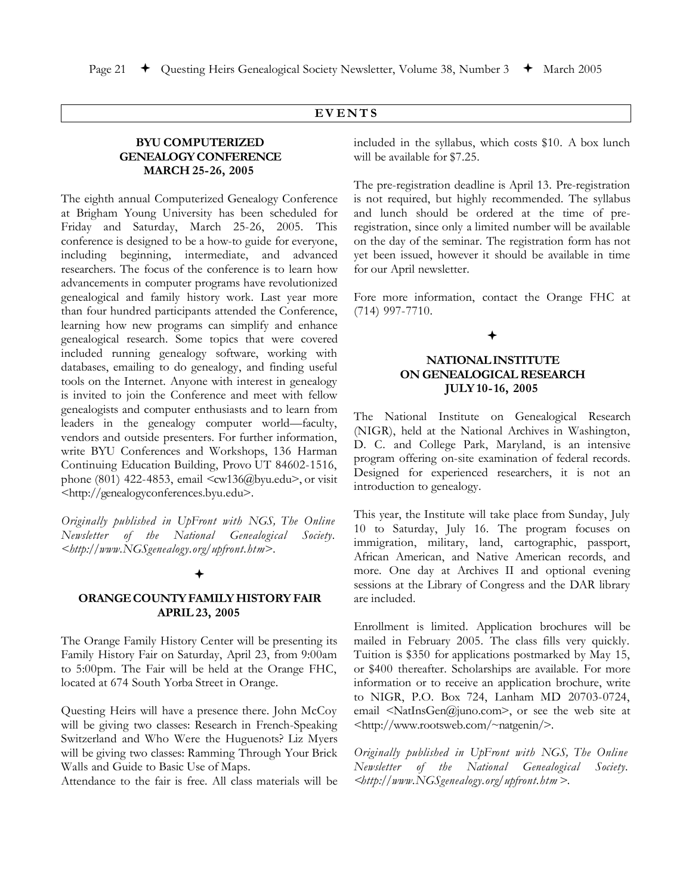## EVENTS

### BYU COMPUTERIZED GENEALOGY CONFERENCE MARCH 25-26, 2005

The eighth annual Computerized Genealogy Conference at Brigham Young University has been scheduled for Friday and Saturday, March 25-26, 2005. This conference is designed to be a how-to guide for everyone, including beginning, intermediate, and advanced researchers. The focus of the conference is to learn how advancements in computer programs have revolutionized genealogical and family history work. Last year more than four hundred participants attended the Conference, learning how new programs can simplify and enhance genealogical research. Some topics that were covered included running genealogy software, working with databases, emailing to do genealogy, and finding useful tools on the Internet. Anyone with interest in genealogy is invited to join the Conference and meet with fellow genealogists and computer enthusiasts and to learn from leaders in the genealogy computer world—faculty, vendors and outside presenters. For further information, write BYU Conferences and Workshops, 136 Harman Continuing Education Building, Provo UT 84602-1516, phone (801) 422-4853, email <cw136@byu.edu>, or visit <http://genealogyconferences.byu.edu>.

*Originally published in UpFront with NGS, The Online Newsletter of the National Genealogical Society. <http://www.NGSgenealogy.org/upfront.htm>.*

✦

### ORANGE COUNTY FAMILY HISTORY FAIR APRIL 23, 2005

The Orange Family History Center will be presenting its Family History Fair on Saturday, April 23, from 9:00am to 5:00pm. The Fair will be held at the Orange FHC, located at 674 South Yorba Street in Orange.

Questing Heirs will have a presence there. John McCoy will be giving two classes: Research in French-Speaking Switzerland and Who Were the Huguenots? Liz Myers will be giving two classes: Ramming Through Your Brick Walls and Guide to Basic Use of Maps.

Attendance to the fair is free. All class materials will be included in the syllabus, which costs $10. A box lunch will be available for $7.25.

The pre-registration deadline is April 13. Pre-registration is not required, but highly recommended. The syllabus and lunch should be ordered at the time of pre-registration, since only a limited number will be available on the day of the seminar. The registration form has not yet been issued, however it should be available in time for our April newsletter.

Fore more information, contact the Orange FHC at (714) 997-7710.

✦

### NATIONAL INSTITUTE ON GENEALOGICAL RESEARCH JULY 10-16, 2005

The National Institute on Genealogical Research (NIGR), held at the National Archives in Washington, D. C. and College Park, Maryland, is an intensive program offering on-site examination of federal records. Designed for experienced researchers, it is not an introduction to genealogy.

This year, the Institute will take place from Sunday, July 10 to Saturday, July 16. The program focuses on immigration, military, land, cartographic, passport, African American, and Native American records, and more. One day at Archives II and optional evening sessions at the Library of Congress and the DAR library are included.

Enrollment is limited. Application brochures will be mailed in February 2005. The class fills very quickly. Tuition is $350 for applications postmarked by May 15, or $400 thereafter. Scholarships are available. For more information or to receive an application brochure, write to NIGR, P.O. Box 724, Lanham MD 20703-0724, email <NatInsGen@juno.com>, or see the web site at <http://www.rootsweb.com/~natgenin/>.

*Originally published in UpFront with NGS, The Online Newsletter of the National Genealogical Society. <http://www.NGSgenealogy.org/upfront.htm >.*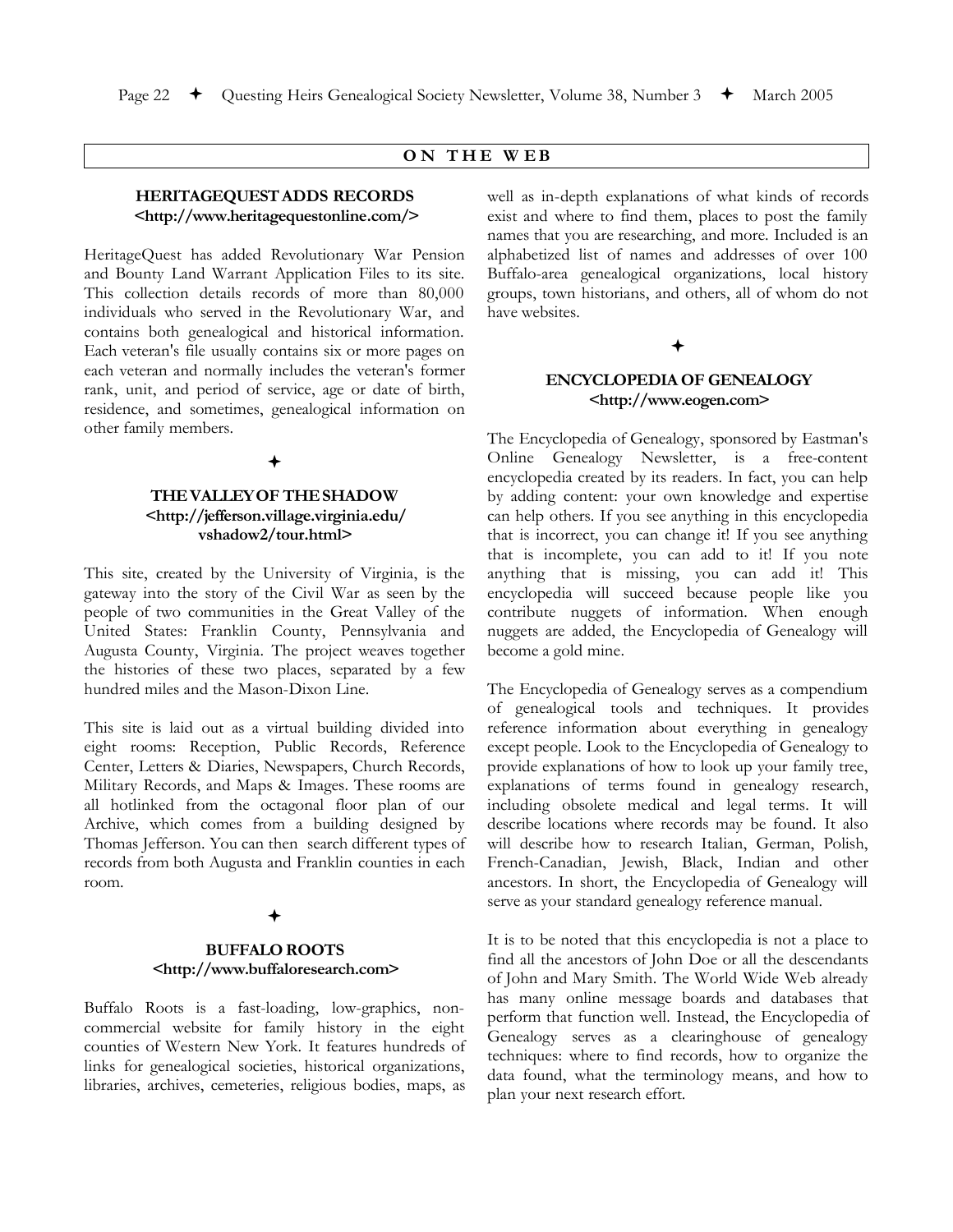## ON THE WEB

### HERITAGEQUEST ADDS RECORDS
**<http://www.heritagequestonline.com/>**

HeritageQuest has added Revolutionary War Pension and Bounty Land Warrant Application Files to its site. This collection details records of more than 80,000 individuals who served in the Revolutionary War, and contains both genealogical and historical information. Each veteran's file usually contains six or more pages on each veteran and normally includes the veteran's former rank, unit, and period of service, age or date of birth, residence, and sometimes, genealogical information on other family members.

✦

### THE VALLEY OF THE SHADOW
**<http://jefferson.village.virginia.edu/vshadow2/tour.html>**

This site, created by the University of Virginia, is the gateway into the story of the Civil War as seen by the people of two communities in the Great Valley of the United States: Franklin County, Pennsylvania and Augusta County, Virginia. The project weaves together the histories of these two places, separated by a few hundred miles and the Mason-Dixon Line.

This site is laid out as a virtual building divided into eight rooms: Reception, Public Records, Reference Center, Letters & Diaries, Newspapers, Church Records, Military Records, and Maps & Images. These rooms are all hotlinked from the octagonal floor plan of our Archive, which comes from a building designed by Thomas Jefferson. You can then search different types of records from both Augusta and Franklin counties in each room.

✦

### BUFFALO ROOTS
**<http://www.buffaloresearch.com>**

Buffalo Roots is a fast-loading, low-graphics, non-commercial website for family history in the eight counties of Western New York. It features hundreds of links for genealogical societies, historical organizations, libraries, archives, cemeteries, religious bodies, maps, as well as in-depth explanations of what kinds of records exist and where to find them, places to post the family names that you are researching, and more. Included is an alphabetized list of names and addresses of over 100 Buffalo-area genealogical organizations, local history groups, town historians, and others, all of whom do not have websites.

✦

### ENCYCLOPEDIA OF GENEALOGY
**<http://www.eogen.com>**

The Encyclopedia of Genealogy, sponsored by Eastman's Online Genealogy Newsletter, is a free-content encyclopedia created by its readers. In fact, you can help by adding content: your own knowledge and expertise can help others. If you see anything in this encyclopedia that is incorrect, you can change it! If you see anything that is incomplete, you can add to it! If you note anything that is missing, you can add it! This encyclopedia will succeed because people like you contribute nuggets of information. When enough nuggets are added, the Encyclopedia of Genealogy will become a gold mine.

The Encyclopedia of Genealogy serves as a compendium of genealogical tools and techniques. It provides reference information about everything in genealogy except people. Look to the Encyclopedia of Genealogy to provide explanations of how to look up your family tree, explanations of terms found in genealogy research, including obsolete medical and legal terms. It will describe locations where records may be found. It also will describe how to research Italian, German, Polish, French-Canadian, Jewish, Black, Indian and other ancestors. In short, the Encyclopedia of Genealogy will serve as your standard genealogy reference manual.

It is to be noted that this encyclopedia is not a place to find all the ancestors of John Doe or all the descendants of John and Mary Smith. The World Wide Web already has many online message boards and databases that perform that function well. Instead, the Encyclopedia of Genealogy serves as a clearinghouse of genealogy techniques: where to find records, how to organize the data found, what the terminology means, and how to plan your next research effort.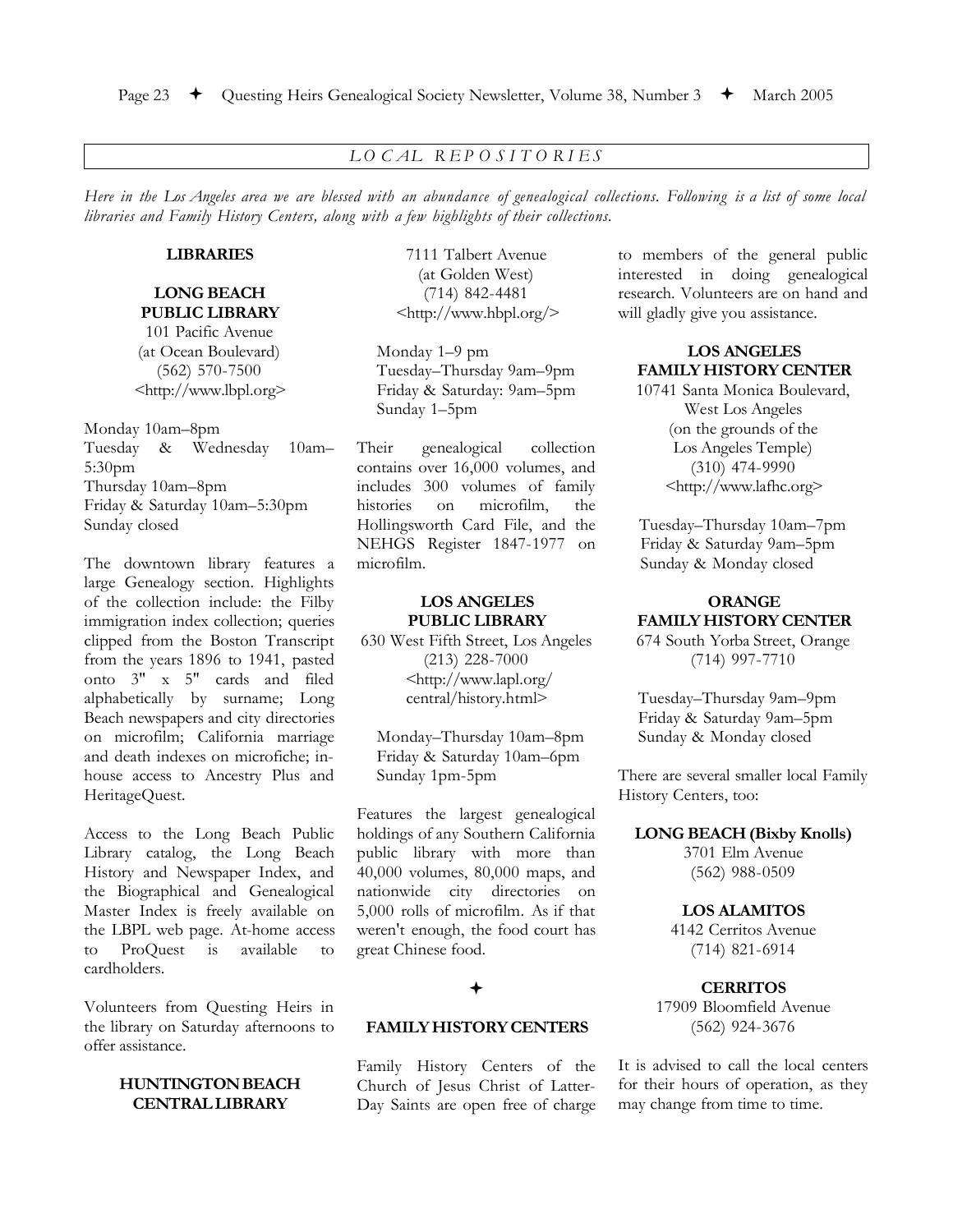## LOCAL REPOSITORIES

*Here in the Los Angeles area we are blessed with an abundance of genealogical collections. Following is a list of some local libraries and Family History Centers, along with a few highlights of their collections.*

### LIBRARIES

**LONG BEACH PUBLIC LIBRARY**
101 Pacific Avenue
(at Ocean Boulevard)
(562) 570-7500
<http://www.lbpl.org>

Monday 10am–8pm
Tuesday & Wednesday 10am–5:30pm
Thursday 10am–8pm
Friday & Saturday 10am–5:30pm
Sunday closed

The downtown library features a large Genealogy section. Highlights of the collection include: the Filby immigration index collection; queries clipped from the Boston Transcript from the years 1896 to 1941, pasted onto 3" x 5" cards and filed alphabetically by surname; Long Beach newspapers and city directories on microfilm; California marriage and death indexes on microfiche; in-house access to Ancestry Plus and HeritageQuest.

Access to the Long Beach Public Library catalog, the Long Beach History and Newspaper Index, and the Biographical and Genealogical Master Index is freely available on the LBPL web page. At-home access to ProQuest is available to cardholders.

Volunteers from Questing Heirs in the library on Saturday afternoons to offer assistance.

**HUNTINGTON BEACH CENTRAL LIBRARY**
7111 Talbert Avenue
(at Golden West)
(714) 842-4481
<http://www.hbpl.org/>

Monday 1–9 pm
Tuesday–Thursday 9am–9pm
Friday & Saturday: 9am–5pm
Sunday 1–5pm

Their genealogical collection contains over 16,000 volumes, and includes 300 volumes of family histories on microfilm, the Hollingsworth Card File, and the NEHGS Register 1847-1977 on microfilm.

**LOS ANGELES PUBLIC LIBRARY**
630 West Fifth Street, Los Angeles
(213) 228-7000
<http://www.lapl.org/central/history.html>

Monday–Thursday 10am–8pm
Friday & Saturday 10am–6pm
Sunday 1pm-5pm

Features the largest genealogical holdings of any Southern California public library with more than 40,000 volumes, 80,000 maps, and nationwide city directories on 5,000 rolls of microfilm. As if that weren't enough, the food court has great Chinese food.

✦

### FAMILY HISTORY CENTERS

Family History Centers of the Church of Jesus Christ of Latter-Day Saints are open free of charge to members of the general public interested in doing genealogical research. Volunteers are on hand and will gladly give you assistance.

**LOS ANGELES FAMILY HISTORY CENTER**
10741 Santa Monica Boulevard,
West Los Angeles
(on the grounds of the Los Angeles Temple)
(310) 474-9990
<http://www.lafhc.org>

Tuesday–Thursday 10am–7pm
Friday & Saturday 9am–5pm
Sunday & Monday closed

**ORANGE FAMILY HISTORY CENTER**
674 South Yorba Street, Orange
(714) 997-7710

Tuesday–Thursday 9am–9pm
Friday & Saturday 9am–5pm
Sunday & Monday closed

There are several smaller local Family History Centers, too:

**LONG BEACH (Bixby Knolls)**
3701 Elm Avenue
(562) 988-0509

**LOS ALAMITOS**
4142 Cerritos Avenue
(714) 821-6914

**CERRITOS**
17909 Bloomfield Avenue
(562) 924-3676

It is advised to call the local centers for their hours of operation, as they may change from time to time.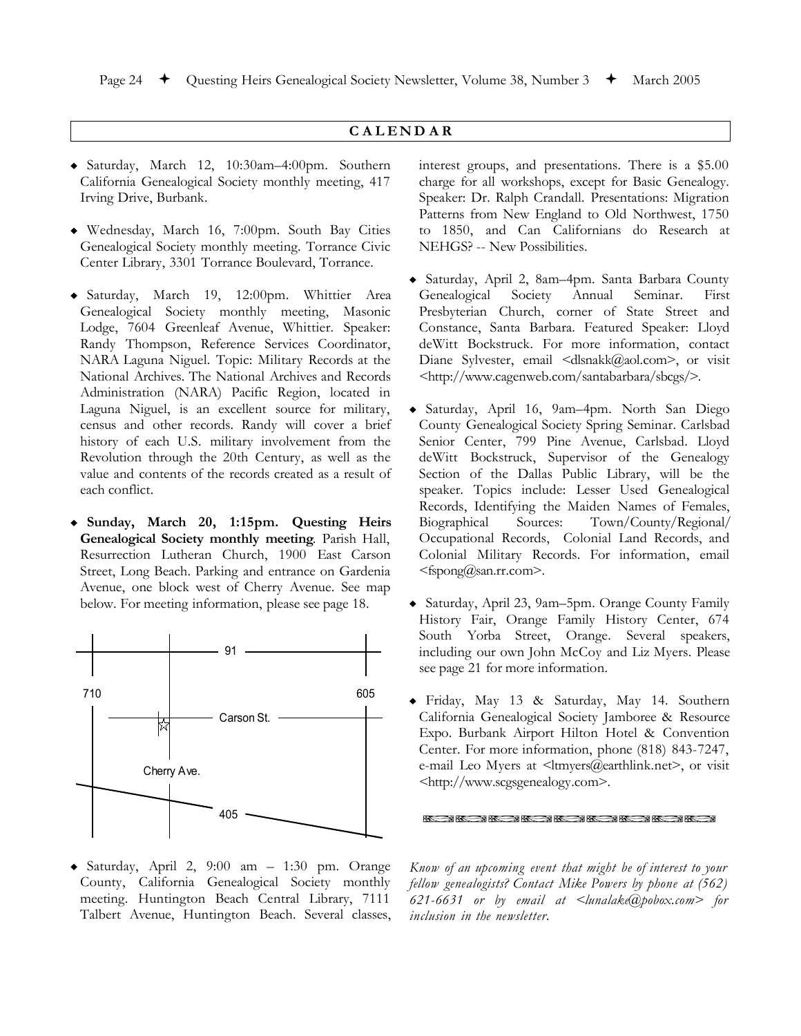## CALENDAR

- Saturday, March 12, 10:30am–4:00pm. Southern California Genealogical Society monthly meeting, 417 Irving Drive, Burbank.

- Wednesday, March 16, 7:00pm. South Bay Cities Genealogical Society monthly meeting. Torrance Civic Center Library, 3301 Torrance Boulevard, Torrance.

- Saturday, March 19, 12:00pm. Whittier Area Genealogical Society monthly meeting, Masonic Lodge, 7604 Greenleaf Avenue, Whittier. Speaker: Randy Thompson, Reference Services Coordinator, NARA Laguna Niguel. Topic: Military Records at the National Archives. The National Archives and Records Administration (NARA) Pacific Region, located in Laguna Niguel, is an excellent source for military, census and other records. Randy will cover a brief history of each U.S. military involvement from the Revolution through the 20th Century, as well as the value and contents of the records created as a result of each conflict.

- **Sunday, March 20, 1:15pm. Questing Heirs Genealogical Society monthly meeting**. Parish Hall, Resurrection Lutheran Church, 1900 East Carson Street, Long Beach. Parking and entrance on Gardenia Avenue, one block west of Cherry Avenue. See map below. For meeting information, please see page 18.

91

710

605

Carson St.

Cherry Ave.

405

- Saturday, April 2, 9:00 am – 1:30 pm. Orange County, California Genealogical Society monthly meeting. Huntington Beach Central Library, 7111 Talbert Avenue, Huntington Beach. Several classes, interest groups, and presentations. There is a $5.00 charge for all workshops, except for Basic Genealogy. Speaker: Dr. Ralph Crandall. Presentations: Migration Patterns from New England to Old Northwest, 1750 to 1850, and Can Californians do Research at NEHGS? -- New Possibilities.

- Saturday, April 2, 8am–4pm. Santa Barbara County Genealogical Society Annual Seminar. First Presbyterian Church, corner of State Street and Constance, Santa Barbara. Featured Speaker: Lloyd deWitt Bockstruck. For more information, contact Diane Sylvester, email <dlsnakk@aol.com>, or visit <http://www.cagenweb.com/santabarbara/sbcgs/>.

- Saturday, April 16, 9am–4pm. North San Diego County Genealogical Society Spring Seminar. Carlsbad Senior Center, 799 Pine Avenue, Carlsbad. Lloyd deWitt Bockstruck, Supervisor of the Genealogy Section of the Dallas Public Library, will be the speaker. Topics include: Lesser Used Genealogical Records, Identifying the Maiden Names of Females, Biographical Sources: Town/County/Regional/ Occupational Records, Colonial Land Records, and Colonial Military Records. For information, email <fspong@san.rr.com>.

- Saturday, April 23, 9am–5pm. Orange County Family History Fair, Orange Family History Center, 674 South Yorba Street, Orange. Several speakers, including our own John McCoy and Liz Myers. Please see page 21 for more information.

- Friday, May 13 & Saturday, May 14. Southern California Genealogical Society Jamboree & Resource Expo. Burbank Airport Hilton Hotel & Convention Center. For more information, phone (818) 843-7247, e-mail Leo Myers at <ltmyers@earthlink.net>, or visit <http://www.scgsgenealogy.com>.

*Know of an upcoming event that might be of interest to your fellow genealogists? Contact Mike Powers by phone at (562) 621-6631 or by email at <lunalake@pobox.com> for inclusion in the newsletter.*